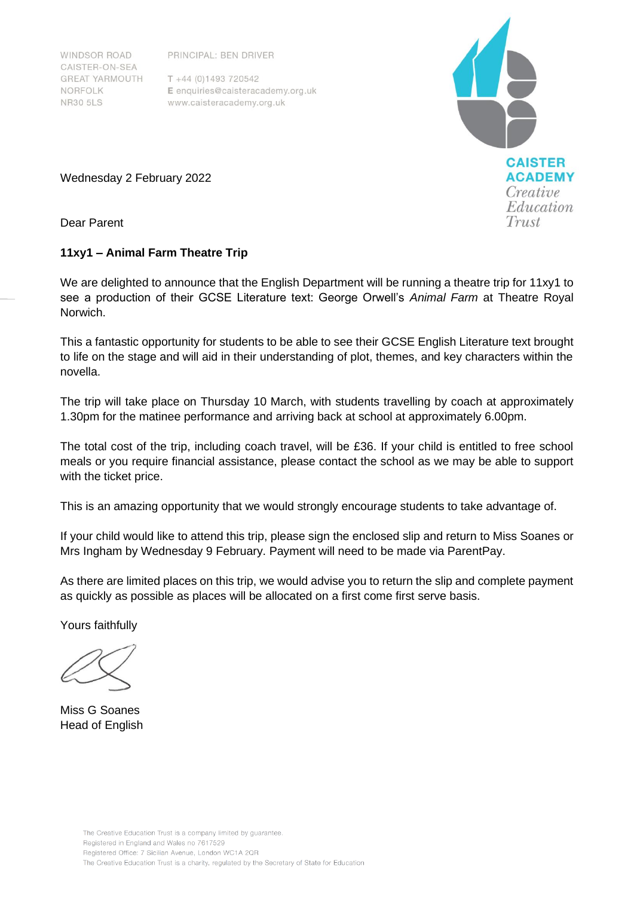WINDSOR ROAD
CAISTER-ON-SEA
GREAT YARMOUTH
NORFOLK
NR30 5LS

PRINCIPAL: BEN DRIVER

T +44 (0)1493 720542
E enquiries@caisteracademy.org.uk
www.caisteracademy.org.uk

CAISTER ACADEMY
Creative Education Trust

Wednesday 2 February 2022

Dear Parent

**11xy1 – Animal Farm Theatre Trip**

We are delighted to announce that the English Department will be running a theatre trip for 11xy1 to see a production of their GCSE Literature text: George Orwell's *Animal Farm* at Theatre Royal Norwich.

This a fantastic opportunity for students to be able to see their GCSE English Literature text brought to life on the stage and will aid in their understanding of plot, themes, and key characters within the novella.

The trip will take place on Thursday 10 March, with students travelling by coach at approximately 1.30pm for the matinee performance and arriving back at school at approximately 6.00pm.

The total cost of the trip, including coach travel, will be £36. If your child is entitled to free school meals or you require financial assistance, please contact the school as we may be able to support with the ticket price.

This is an amazing opportunity that we would strongly encourage students to take advantage of.

If your child would like to attend this trip, please sign the enclosed slip and return to Miss Soanes or Mrs Ingham by Wednesday 9 February. Payment will need to be made via ParentPay.

As there are limited places on this trip, we would advise you to return the slip and complete payment as quickly as possible as places will be allocated on a first come first serve basis.

Yours faithfully

Miss G Soanes
Head of English

The Creative Education Trust is a company limited by guarantee.
Registered in England and Wales no 7617529
Registered Office: 7 Sicilian Avenue, London WC1A 2QR
The Creative Education Trust is a charity, regulated by the Secretary of State for Education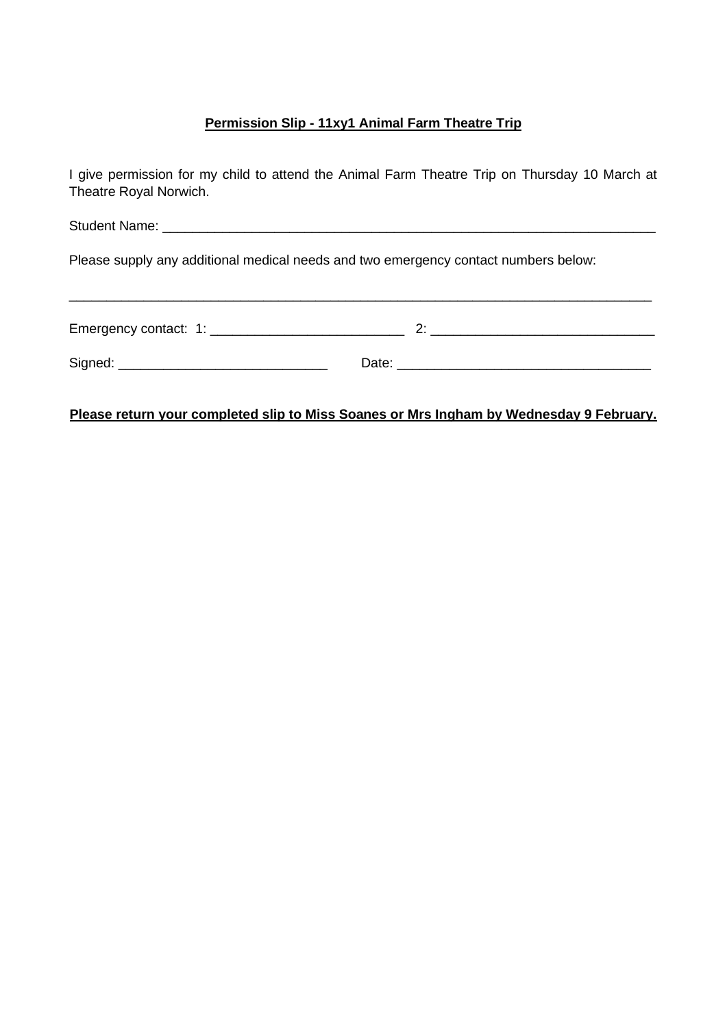**Permission Slip - 11xy1 Animal Farm Theatre Trip**

I give permission for my child to attend the Animal Farm Theatre Trip on Thursday 10 March at Theatre Royal Norwich.

Student Name: ______________________________________________________________________

Please supply any additional medical needs and two emergency contact numbers below:

_______________________________________________________________________________

Emergency contact: 1: __________________________ 2: ______________________________

Signed: ____________________________ Date: __________________________________

**Please return your completed slip to Miss Soanes or Mrs Ingham by Wednesday 9 February.**